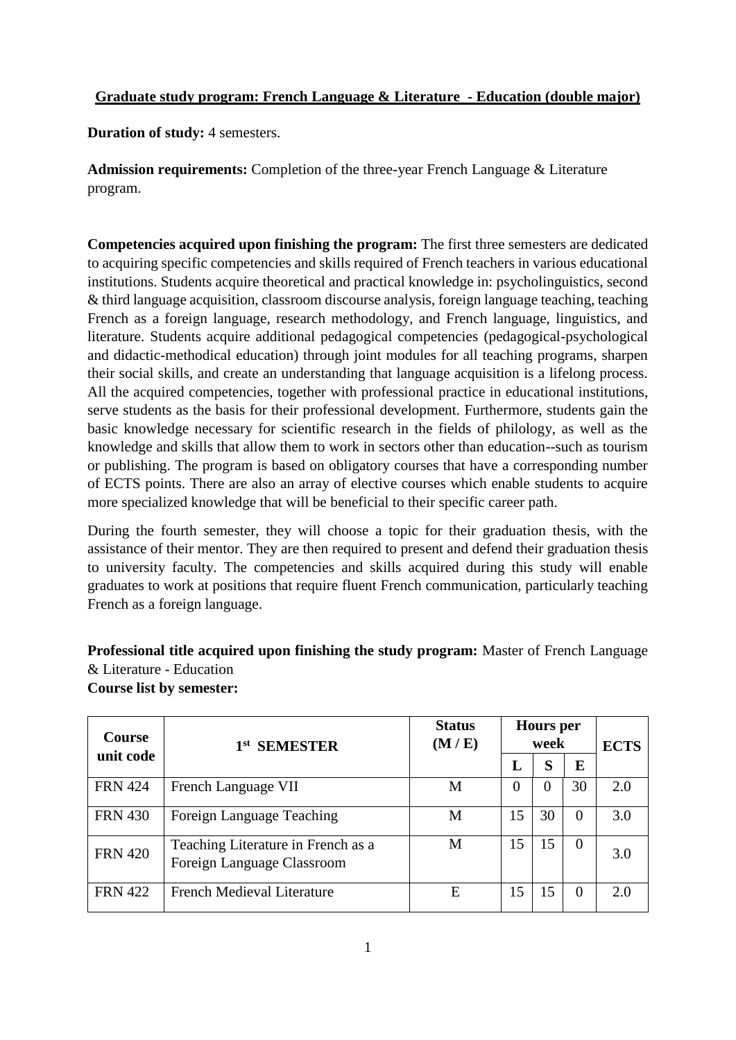**Graduate study program: French Language & Literature - Education (double major)**

**Duration of study:** 4 semesters.

**Admission requirements:** Completion of the three-year French Language & Literature program.

**Competencies acquired upon finishing the program:** The first three semesters are dedicated to acquiring specific competencies and skills required of French teachers in various educational institutions. Students acquire theoretical and practical knowledge in: psycholinguistics, second & third language acquisition, classroom discourse analysis, foreign language teaching, teaching French as a foreign language, research methodology, and French language, linguistics, and literature. Students acquire additional pedagogical competencies (pedagogical-psychological and didactic-methodical education) through joint modules for all teaching programs, sharpen their social skills, and create an understanding that language acquisition is a lifelong process. All the acquired competencies, together with professional practice in educational institutions, serve students as the basis for their professional development. Furthermore, students gain the basic knowledge necessary for scientific research in the fields of philology, as well as the knowledge and skills that allow them to work in sectors other than education--such as tourism or publishing. The program is based on obligatory courses that have a corresponding number of ECTS points. There are also an array of elective courses which enable students to acquire more specialized knowledge that will be beneficial to their specific career path.

During the fourth semester, they will choose a topic for their graduation thesis, with the assistance of their mentor. They are then required to present and defend their graduation thesis to university faculty. The competencies and skills acquired during this study will enable graduates to work at positions that require fluent French communication, particularly teaching French as a foreign language.

**Professional title acquired upon finishing the study program:** Master of French Language & Literature - Education

**Course list by semester:**

| Course unit code | 1st SEMESTER | Status (M / E) | Hours per week | | | ECTS |
|---|---|---|---|---|---|---|
| | | | L | S | E | |
| FRN 424 | French Language VII | M | 0 | 0 | 30 | 2.0 |
| FRN 430 | Foreign Language Teaching | M | 15 | 30 | 0 | 3.0 |
| FRN 420 | Teaching Literature in French as a Foreign Language Classroom | M | 15 | 15 | 0 | 3.0 |
| FRN 422 | French Medieval Literature | E | 15 | 15 | 0 | 2.0 |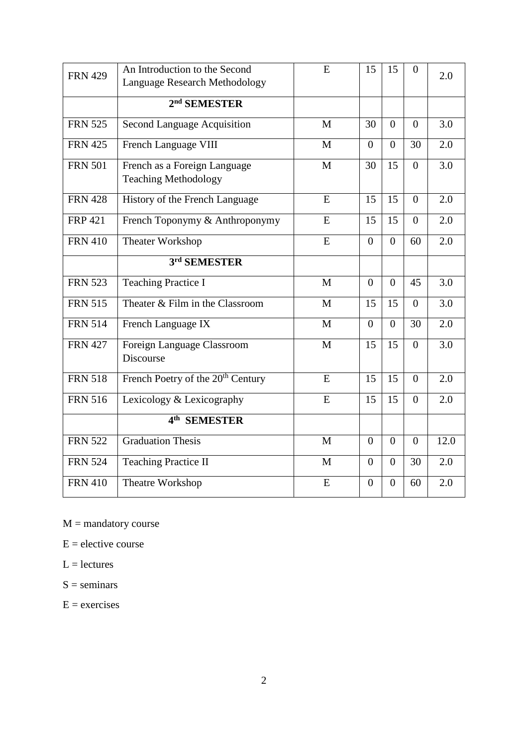| | | | | | | |
|---|---|---|---|---|---|---|
| FRN 429 | An Introduction to the Second Language Research Methodology | E | 15 | 15 | 0 | 2.0 |
| | **2nd SEMESTER** | | | | | |
| FRN 525 | Second Language Acquisition | M | 30 | 0 | 0 | 3.0 |
| FRN 425 | French Language VIII | M | 0 | 0 | 30 | 2.0 |
| FRN 501 | French as a Foreign Language Teaching Methodology | M | 30 | 15 | 0 | 3.0 |
| FRN 428 | History of the French Language | E | 15 | 15 | 0 | 2.0 |
| FRP 421 | French Toponymy & Anthroponymy | E | 15 | 15 | 0 | 2.0 |
| FRN 410 | Theater Workshop | E | 0 | 0 | 60 | 2.0 |
| | **3rd SEMESTER** | | | | | |
| FRN 523 | Teaching Practice I | M | 0 | 0 | 45 | 3.0 |
| FRN 515 | Theater & Film in the Classroom | M | 15 | 15 | 0 | 3.0 |
| FRN 514 | French Language IX | M | 0 | 0 | 30 | 2.0 |
| FRN 427 | Foreign Language Classroom Discourse | M | 15 | 15 | 0 | 3.0 |
| FRN 518 | French Poetry of the 20th Century | E | 15 | 15 | 0 | 2.0 |
| FRN 516 | Lexicology & Lexicography | E | 15 | 15 | 0 | 2.0 |
| | **4th SEMESTER** | | | | | |
| FRN 522 | Graduation Thesis | M | 0 | 0 | 0 | 12.0 |
| FRN 524 | Teaching Practice II | M | 0 | 0 | 30 | 2.0 |
| FRN 410 | Theatre Workshop | E | 0 | 0 | 60 | 2.0 |

M = mandatory course

E = elective course

L = lectures

S = seminars

E = exercises